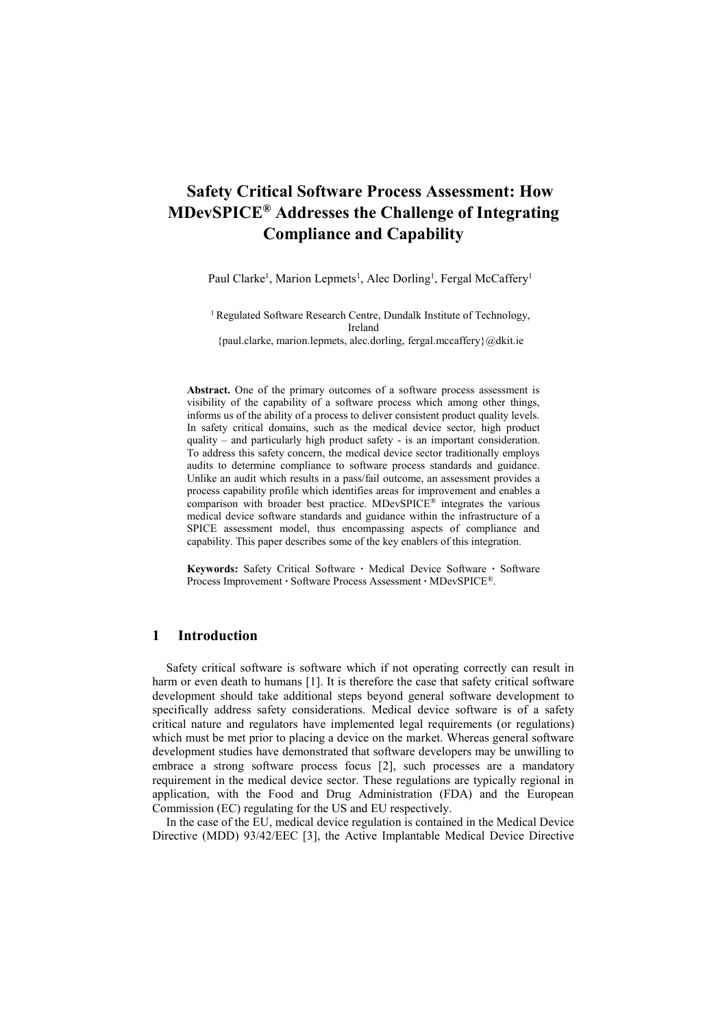# Safety Critical Software Process Assessment: How MDevSPICE® Addresses the Challenge of Integrating Compliance and Capability

Paul Clarke[1], Marion Lepmets[1], Alec Dorling[1], Fergal McCaffery[1]

[1] Regulated Software Research Centre, Dundalk Institute of Technology, Ireland
{paul.clarke, marion.lepmets, alec.dorling, fergal.mccaffery}@dkit.ie

**Abstract.** One of the primary outcomes of a software process assessment is visibility of the capability of a software process which among other things, informs us of the ability of a process to deliver consistent product quality levels. In safety critical domains, such as the medical device sector, high product quality – and particularly high product safety - is an important consideration. To address this safety concern, the medical device sector traditionally employs audits to determine compliance to software process standards and guidance. Unlike an audit which results in a pass/fail outcome, an assessment provides a process capability profile which identifies areas for improvement and enables a comparison with broader best practice. MDevSPICE® integrates the various medical device software standards and guidance within the infrastructure of a SPICE assessment model, thus encompassing aspects of compliance and capability. This paper describes some of the key enablers of this integration.

**Keywords:** Safety Critical Software · Medical Device Software · Software Process Improvement · Software Process Assessment · MDevSPICE®.

## 1 Introduction

Safety critical software is software which if not operating correctly can result in harm or even death to humans [1]. It is therefore the case that safety critical software development should take additional steps beyond general software development to specifically address safety considerations. Medical device software is of a safety critical nature and regulators have implemented legal requirements (or regulations) which must be met prior to placing a device on the market. Whereas general software development studies have demonstrated that software developers may be unwilling to embrace a strong software process focus [2], such processes are a mandatory requirement in the medical device sector. These regulations are typically regional in application, with the Food and Drug Administration (FDA) and the European Commission (EC) regulating for the US and EU respectively.

In the case of the EU, medical device regulation is contained in the Medical Device Directive (MDD) 93/42/EEC [3], the Active Implantable Medical Device Directive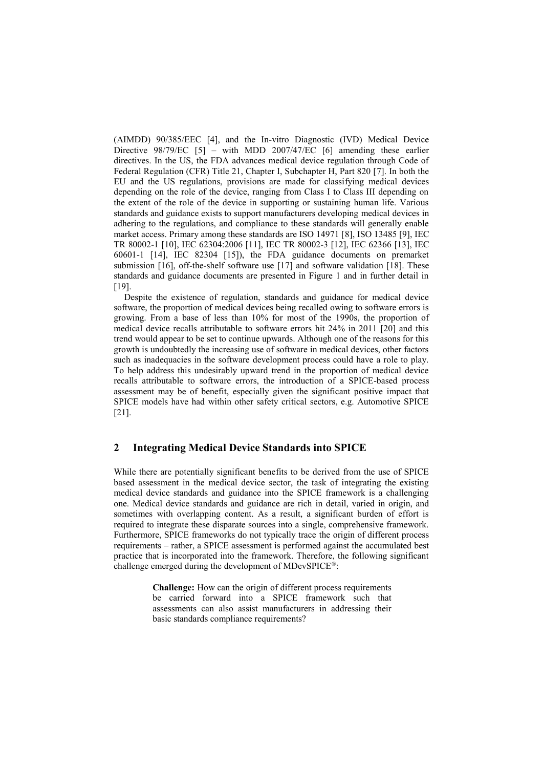(AIMDD) 90/385/EEC [4], and the In-vitro Diagnostic (IVD) Medical Device Directive 98/79/EC [5] – with MDD 2007/47/EC [6] amending these earlier directives. In the US, the FDA advances medical device regulation through Code of Federal Regulation (CFR) Title 21, Chapter I, Subchapter H, Part 820 [7]. In both the EU and the US regulations, provisions are made for classifying medical devices depending on the role of the device, ranging from Class I to Class III depending on the extent of the role of the device in supporting or sustaining human life. Various standards and guidance exists to support manufacturers developing medical devices in adhering to the regulations, and compliance to these standards will generally enable market access. Primary among these standards are ISO 14971 [8], ISO 13485 [9], IEC TR 80002-1 [10], IEC 62304:2006 [11], IEC TR 80002-3 [12], IEC 62366 [13], IEC 60601-1 [14], IEC 82304 [15]), the FDA guidance documents on premarket submission [16], off-the-shelf software use [17] and software validation [18]. These standards and guidance documents are presented in Figure 1 and in further detail in [19].

Despite the existence of regulation, standards and guidance for medical device software, the proportion of medical devices being recalled owing to software errors is growing. From a base of less than 10% for most of the 1990s, the proportion of medical device recalls attributable to software errors hit 24% in 2011 [20] and this trend would appear to be set to continue upwards. Although one of the reasons for this growth is undoubtedly the increasing use of software in medical devices, other factors such as inadequacies in the software development process could have a role to play. To help address this undesirably upward trend in the proportion of medical device recalls attributable to software errors, the introduction of a SPICE-based process assessment may be of benefit, especially given the significant positive impact that SPICE models have had within other safety critical sectors, e.g. Automotive SPICE [21].

## 2 Integrating Medical Device Standards into SPICE

While there are potentially significant benefits to be derived from the use of SPICE based assessment in the medical device sector, the task of integrating the existing medical device standards and guidance into the SPICE framework is a challenging one. Medical device standards and guidance are rich in detail, varied in origin, and sometimes with overlapping content. As a result, a significant burden of effort is required to integrate these disparate sources into a single, comprehensive framework. Furthermore, SPICE frameworks do not typically trace the origin of different process requirements – rather, a SPICE assessment is performed against the accumulated best practice that is incorporated into the framework. Therefore, the following significant challenge emerged during the development of MDevSPICE®:

> **Challenge:** How can the origin of different process requirements be carried forward into a SPICE framework such that assessments can also assist manufacturers in addressing their basic standards compliance requirements?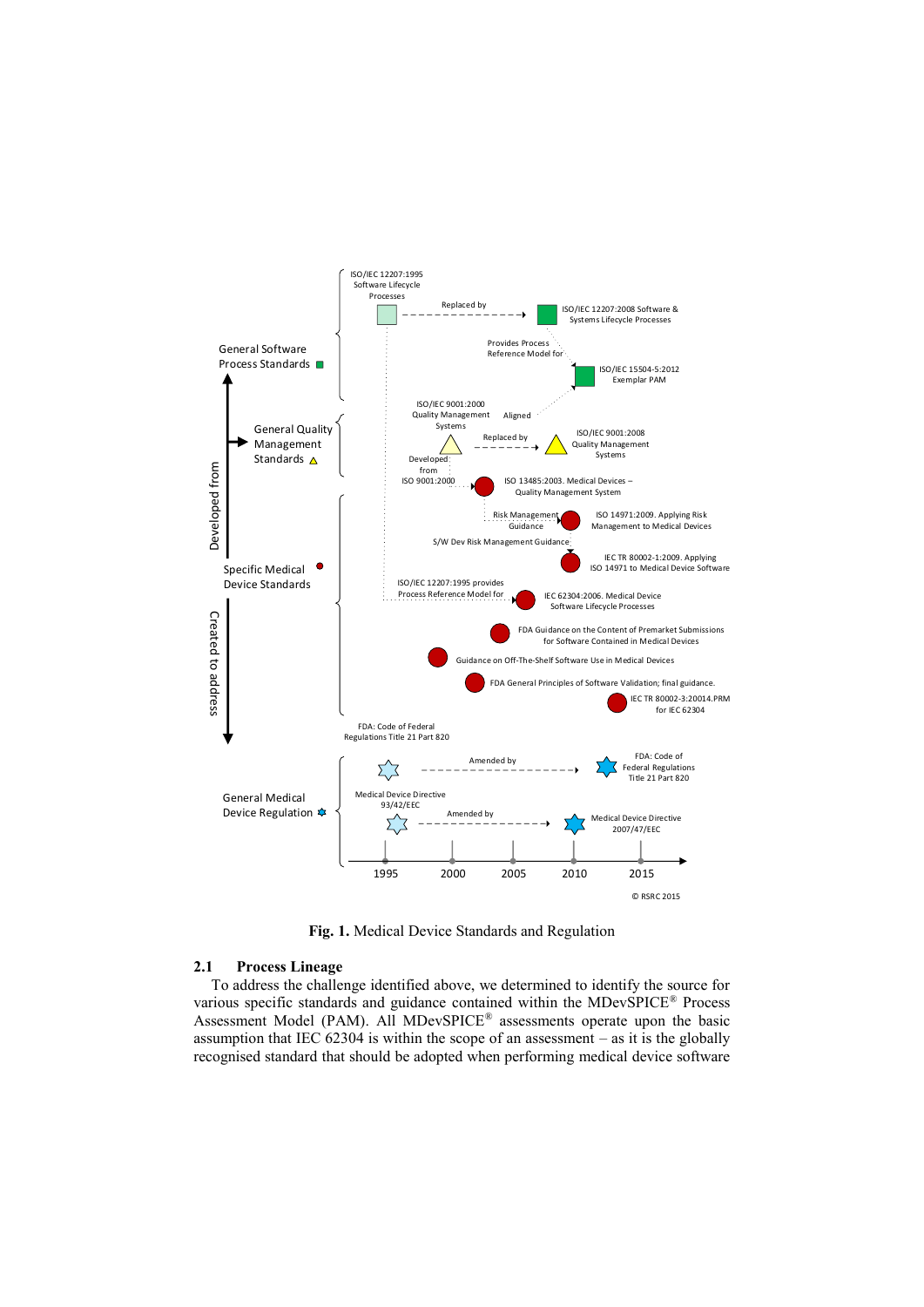Fig. 1. Medical Device Standards and Regulation

## 2.1 Process Lineage

To address the challenge identified above, we determined to identify the source for various specific standards and guidance contained within the MDevSPICE® Process Assessment Model (PAM). All MDevSPICE® assessments operate upon the basic assumption that IEC 62304 is within the scope of an assessment – as it is the globally recognised standard that should be adopted when performing medical device software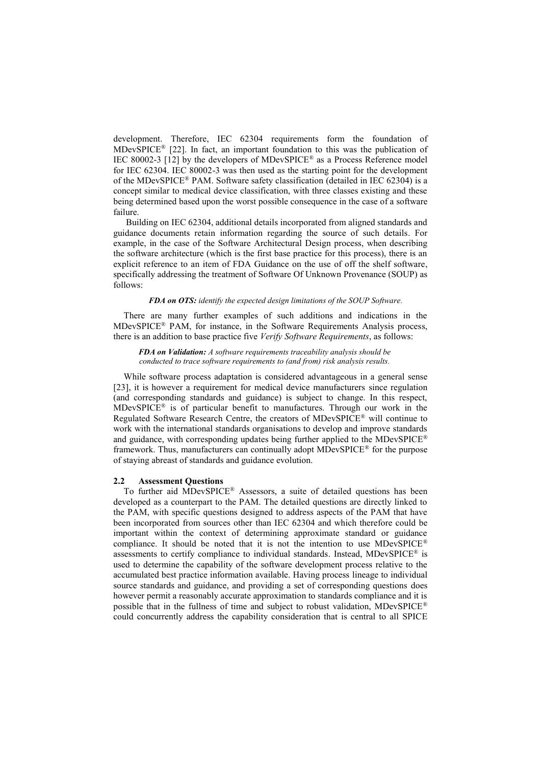development. Therefore, IEC 62304 requirements form the foundation of MDevSPICE® [22]. In fact, an important foundation to this was the publication of IEC 80002-3 [12] by the developers of MDevSPICE® as a Process Reference model for IEC 62304. IEC 80002-3 was then used as the starting point for the development of the MDevSPICE® PAM. Software safety classification (detailed in IEC 62304) is a concept similar to medical device classification, with three classes existing and these being determined based upon the worst possible consequence in the case of a software failure.

Building on IEC 62304, additional details incorporated from aligned standards and guidance documents retain information regarding the source of such details. For example, in the case of the Software Architectural Design process, when describing the software architecture (which is the first base practice for this process), there is an explicit reference to an item of FDA Guidance on the use of off the shelf software, specifically addressing the treatment of Software Of Unknown Provenance (SOUP) as follows:

> ***FDA on OTS:*** *identify the expected design limitations of the SOUP Software.*

There are many further examples of such additions and indications in the MDevSPICE® PAM, for instance, in the Software Requirements Analysis process, there is an addition to base practice five *Verify Software Requirements*, as follows:

> ***FDA on Validation:*** *A software requirements traceability analysis should be conducted to trace software requirements to (and from) risk analysis results.*

While software process adaptation is considered advantageous in a general sense [23], it is however a requirement for medical device manufacturers since regulation (and corresponding standards and guidance) is subject to change. In this respect, MDevSPICE® is of particular benefit to manufactures. Through our work in the Regulated Software Research Centre, the creators of MDevSPICE® will continue to work with the international standards organisations to develop and improve standards and guidance, with corresponding updates being further applied to the MDevSPICE® framework. Thus, manufacturers can continually adopt MDevSPICE® for the purpose of staying abreast of standards and guidance evolution.

### 2.2 Assessment Questions

To further aid MDevSPICE® Assessors, a suite of detailed questions has been developed as a counterpart to the PAM. The detailed questions are directly linked to the PAM, with specific questions designed to address aspects of the PAM that have been incorporated from sources other than IEC 62304 and which therefore could be important within the context of determining approximate standard or guidance compliance. It should be noted that it is not the intention to use MDevSPICE® assessments to certify compliance to individual standards. Instead, MDevSPICE® is used to determine the capability of the software development process relative to the accumulated best practice information available. Having process lineage to individual source standards and guidance, and providing a set of corresponding questions does however permit a reasonably accurate approximation to standards compliance and it is possible that in the fullness of time and subject to robust validation, MDevSPICE® could concurrently address the capability consideration that is central to all SPICE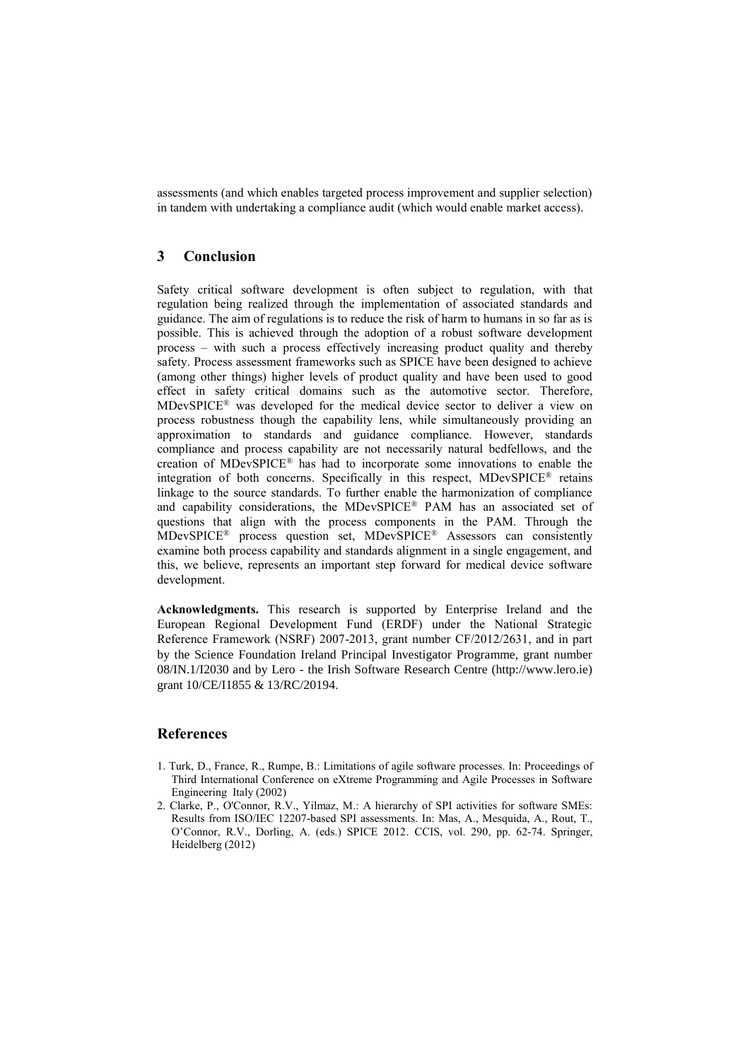assessments (and which enables targeted process improvement and supplier selection) in tandem with undertaking a compliance audit (which would enable market access).

## 3 Conclusion

Safety critical software development is often subject to regulation, with that regulation being realized through the implementation of associated standards and guidance. The aim of regulations is to reduce the risk of harm to humans in so far as is possible. This is achieved through the adoption of a robust software development process – with such a process effectively increasing product quality and thereby safety. Process assessment frameworks such as SPICE have been designed to achieve (among other things) higher levels of product quality and have been used to good effect in safety critical domains such as the automotive sector. Therefore, MDevSPICE® was developed for the medical device sector to deliver a view on process robustness though the capability lens, while simultaneously providing an approximation to standards and guidance compliance. However, standards compliance and process capability are not necessarily natural bedfellows, and the creation of MDevSPICE® has had to incorporate some innovations to enable the integration of both concerns. Specifically in this respect, MDevSPICE® retains linkage to the source standards. To further enable the harmonization of compliance and capability considerations, the MDevSPICE® PAM has an associated set of questions that align with the process components in the PAM. Through the MDevSPICE® process question set, MDevSPICE® Assessors can consistently examine both process capability and standards alignment in a single engagement, and this, we believe, represents an important step forward for medical device software development.

**Acknowledgments.** This research is supported by Enterprise Ireland and the European Regional Development Fund (ERDF) under the National Strategic Reference Framework (NSRF) 2007-2013, grant number CF/2012/2631, and in part by the Science Foundation Ireland Principal Investigator Programme, grant number 08/IN.1/I2030 and by Lero - the Irish Software Research Centre (http://www.lero.ie) grant 10/CE/I1855 & 13/RC/20194.

## References

1. Turk, D., France, R., Rumpe, B.: Limitations of agile software processes. In: Proceedings of Third International Conference on eXtreme Programming and Agile Processes in Software Engineering Italy (2002)
2. Clarke, P., O'Connor, R.V., Yilmaz, M.: A hierarchy of SPI activities for software SMEs: Results from ISO/IEC 12207-based SPI assessments. In: Mas, A., Mesquida, A., Rout, T., O'Connor, R.V., Dorling, A. (eds.) SPICE 2012. CCIS, vol. 290, pp. 62-74. Springer, Heidelberg (2012)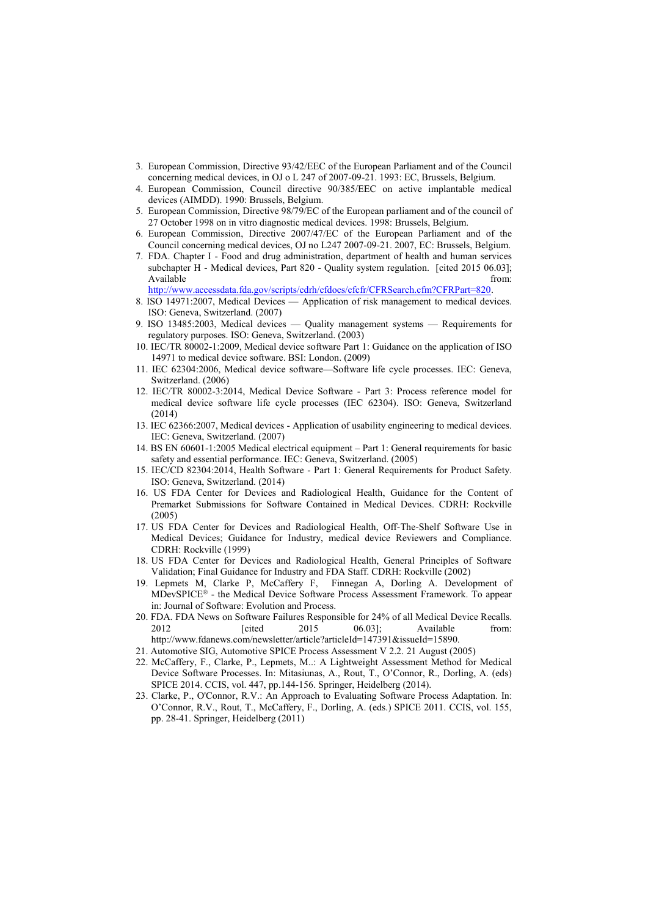3. European Commission, Directive 93/42/EEC of the European Parliament and of the Council concerning medical devices, in OJ o L 247 of 2007-09-21. 1993: EC, Brussels, Belgium.
4. European Commission, Council directive 90/385/EEC on active implantable medical devices (AIMDD). 1990: Brussels, Belgium.
5. European Commission, Directive 98/79/EC of the European parliament and of the council of 27 October 1998 on in vitro diagnostic medical devices. 1998: Brussels, Belgium.
6. European Commission, Directive 2007/47/EC of the European Parliament and of the Council concerning medical devices, OJ no L247 2007-09-21. 2007, EC: Brussels, Belgium.
7. FDA. Chapter I - Food and drug administration, department of health and human services subchapter H - Medical devices, Part 820 - Quality system regulation. [cited 2015 06.03]; Available from: http://www.accessdata.fda.gov/scripts/cdrh/cfdocs/cfcfr/CFRSearch.cfm?CFRPart=820.
8. ISO 14971:2007, Medical Devices — Application of risk management to medical devices. ISO: Geneva, Switzerland. (2007)
9. ISO 13485:2003, Medical devices — Quality management systems — Requirements for regulatory purposes. ISO: Geneva, Switzerland. (2003)
10. IEC/TR 80002-1:2009, Medical device software Part 1: Guidance on the application of ISO 14971 to medical device software. BSI: London. (2009)
11. IEC 62304:2006, Medical device software—Software life cycle processes. IEC: Geneva, Switzerland. (2006)
12. IEC/TR 80002-3:2014, Medical Device Software - Part 3: Process reference model for medical device software life cycle processes (IEC 62304). ISO: Geneva, Switzerland (2014)
13. IEC 62366:2007, Medical devices - Application of usability engineering to medical devices. IEC: Geneva, Switzerland. (2007)
14. BS EN 60601-1:2005 Medical electrical equipment – Part 1: General requirements for basic safety and essential performance. IEC: Geneva, Switzerland. (2005)
15. IEC/CD 82304:2014, Health Software - Part 1: General Requirements for Product Safety. ISO: Geneva, Switzerland. (2014)
16. US FDA Center for Devices and Radiological Health, Guidance for the Content of Premarket Submissions for Software Contained in Medical Devices. CDRH: Rockville (2005)
17. US FDA Center for Devices and Radiological Health, Off-The-Shelf Software Use in Medical Devices; Guidance for Industry, medical device Reviewers and Compliance. CDRH: Rockville (1999)
18. US FDA Center for Devices and Radiological Health, General Principles of Software Validation; Final Guidance for Industry and FDA Staff. CDRH: Rockville (2002)
19. Lepmets M, Clarke P, McCaffery F, Finnegan A, Dorling A. Development of MDevSPICE® - the Medical Device Software Process Assessment Framework. To appear in: Journal of Software: Evolution and Process.
20. FDA. FDA News on Software Failures Responsible for 24% of all Medical Device Recalls. 2012 [cited 2015 06.03]; Available from: http://www.fdanews.com/newsletter/article?articleId=147391&issueId=15890.
21. Automotive SIG, Automotive SPICE Process Assessment V 2.2. 21 August (2005)
22. McCaffery, F., Clarke, P., Lepmets, M..: A Lightweight Assessment Method for Medical Device Software Processes. In: Mitasiunas, A., Rout, T., O'Connor, R., Dorling, A. (eds) SPICE 2014. CCIS, vol. 447, pp.144-156. Springer, Heidelberg (2014).
23. Clarke, P., O'Connor, R.V.: An Approach to Evaluating Software Process Adaptation. In: O'Connor, R.V., Rout, T., McCaffery, F., Dorling, A. (eds.) SPICE 2011. CCIS, vol. 155, pp. 28-41. Springer, Heidelberg (2011)